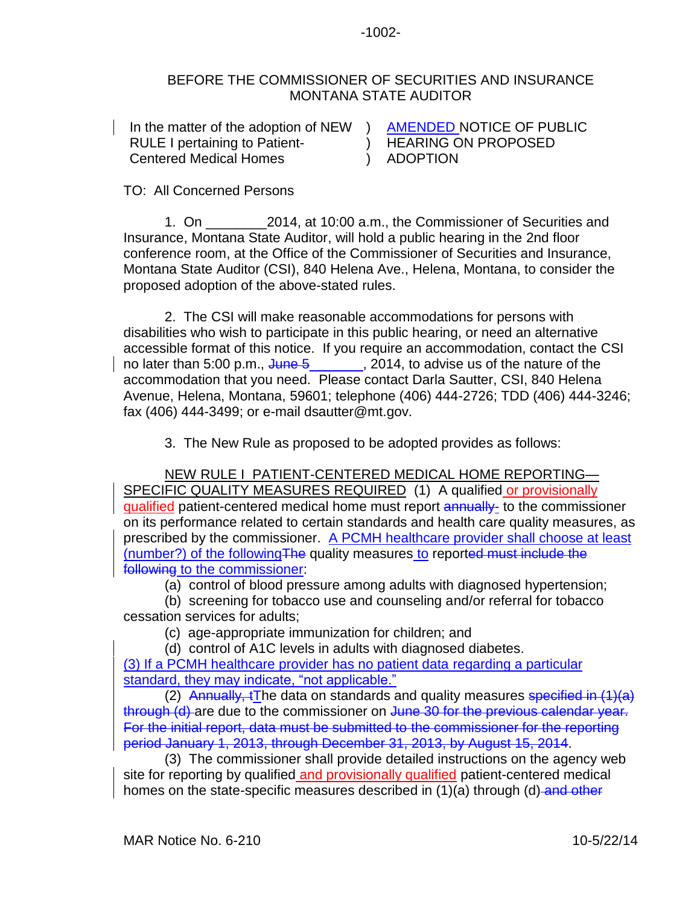BEFORE THE COMMISSIONER OF SECURITIES AND INSURANCE
MONTANA STATE AUDITOR

| In the matter of the adoption of NEW RULE I pertaining to Patient-Centered Medical Homes | ) ) ) | AMENDED NOTICE OF PUBLIC HEARING ON PROPOSED ADOPTION |
|---|---|---|

TO: All Concerned Persons

1. On ________2014, at 10:00 a.m., the Commissioner of Securities and Insurance, Montana State Auditor, will hold a public hearing in the 2nd floor conference room, at the Office of the Commissioner of Securities and Insurance, Montana State Auditor (CSI), 840 Helena Ave., Helena, Montana, to consider the proposed adoption of the above-stated rules.

2. The CSI will make reasonable accommodations for persons with disabilities who wish to participate in this public hearing, or need an alternative accessible format of this notice. If you require an accommodation, contact the CSI no later than 5:00 p.m., ~~June 5~~________, 2014, to advise us of the nature of the accommodation that you need. Please contact Darla Sautter, CSI, 840 Helena Avenue, Helena, Montana, 59601; telephone (406) 444-2726; TDD (406) 444-3246; fax (406) 444-3499; or e-mail dsautter@mt.gov.

3. The New Rule as proposed to be adopted provides as follows:

NEW RULE I PATIENT-CENTERED MEDICAL HOME REPORTING—SPECIFIC QUALITY MEASURES REQUIRED (1) A qualified or provisionally qualified patient-centered medical home must report ~~annually~~ to the commissioner on its performance related to certain standards and health care quality measures, as prescribed by the commissioner. A PCMH healthcare provider shall choose at least (number?) of the following~~The~~ quality measures to report~~ed must include the following~~ to the commissioner:

(a) control of blood pressure among adults with diagnosed hypertension;

(b) screening for tobacco use and counseling and/or referral for tobacco cessation services for adults;

(c) age-appropriate immunization for children; and

(d) control of A1C levels in adults with diagnosed diabetes.

(3) If a PCMH healthcare provider has no patient data regarding a particular standard, they may indicate, "not applicable."

(2) ~~Annually, t~~The data on standards and quality measures ~~specified in (1)(a) through (d)~~ are due to the commissioner on ~~June 30 for the previous calendar year. For the initial report, data must be submitted to the commissioner for the reporting period January 1, 2013, through December 31, 2013, by August 15, 2014~~.

(3) The commissioner shall provide detailed instructions on the agency web site for reporting by qualified and provisionally qualified patient-centered medical homes on the state-specific measures described in (1)(a) through (d) ~~and other~~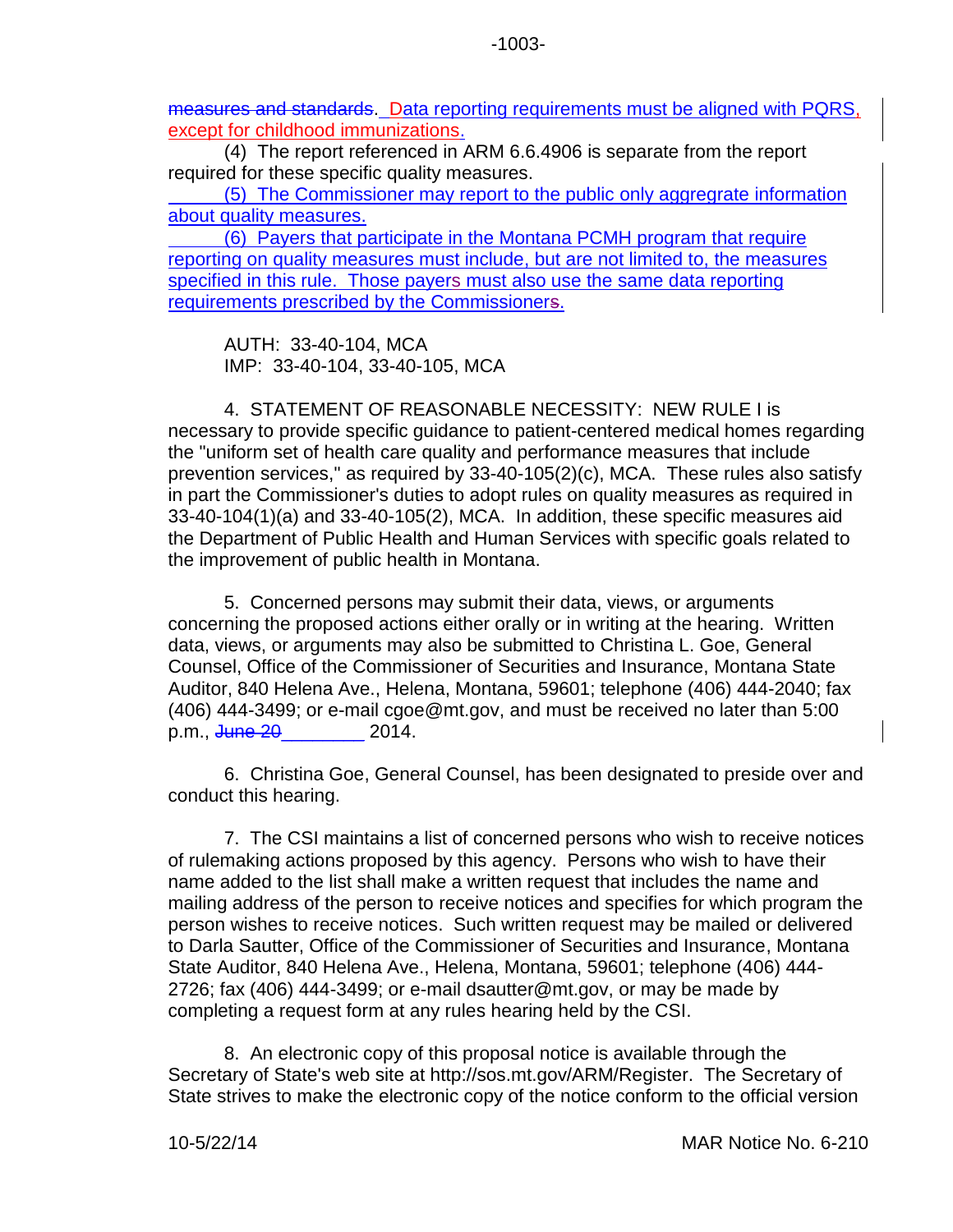~~measures and standards~~. Data reporting requirements must be aligned with PQRS, except for childhood immunizations.

(4) The report referenced in ARM 6.6.4906 is separate from the report required for these specific quality measures.

(5) The Commissioner may report to the public only aggregrate information about quality measures.

(6) Payers that participate in the Montana PCMH program that require reporting on quality measures must include, but are not limited to, the measures specified in this rule. Those payers must also use the same data reporting requirements prescribed by the Commissioner~~s~~.

AUTH: 33-40-104, MCA
IMP: 33-40-104, 33-40-105, MCA

4. STATEMENT OF REASONABLE NECESSITY: NEW RULE I is necessary to provide specific guidance to patient-centered medical homes regarding the "uniform set of health care quality and performance measures that include prevention services," as required by 33-40-105(2)(c), MCA. These rules also satisfy in part the Commissioner's duties to adopt rules on quality measures as required in 33-40-104(1)(a) and 33-40-105(2), MCA. In addition, these specific measures aid the Department of Public Health and Human Services with specific goals related to the improvement of public health in Montana.

5. Concerned persons may submit their data, views, or arguments concerning the proposed actions either orally or in writing at the hearing. Written data, views, or arguments may also be submitted to Christina L. Goe, General Counsel, Office of the Commissioner of Securities and Insurance, Montana State Auditor, 840 Helena Ave., Helena, Montana, 59601; telephone (406) 444-2040; fax (406) 444-3499; or e-mail cgoe@mt.gov, and must be received no later than 5:00 p.m., ~~June 20~~________ 2014.

6. Christina Goe, General Counsel, has been designated to preside over and conduct this hearing.

7. The CSI maintains a list of concerned persons who wish to receive notices of rulemaking actions proposed by this agency. Persons who wish to have their name added to the list shall make a written request that includes the name and mailing address of the person to receive notices and specifies for which program the person wishes to receive notices. Such written request may be mailed or delivered to Darla Sautter, Office of the Commissioner of Securities and Insurance, Montana State Auditor, 840 Helena Ave., Helena, Montana, 59601; telephone (406) 444-2726; fax (406) 444-3499; or e-mail dsautter@mt.gov, or may be made by completing a request form at any rules hearing held by the CSI.

8. An electronic copy of this proposal notice is available through the Secretary of State's web site at http://sos.mt.gov/ARM/Register. The Secretary of State strives to make the electronic copy of the notice conform to the official version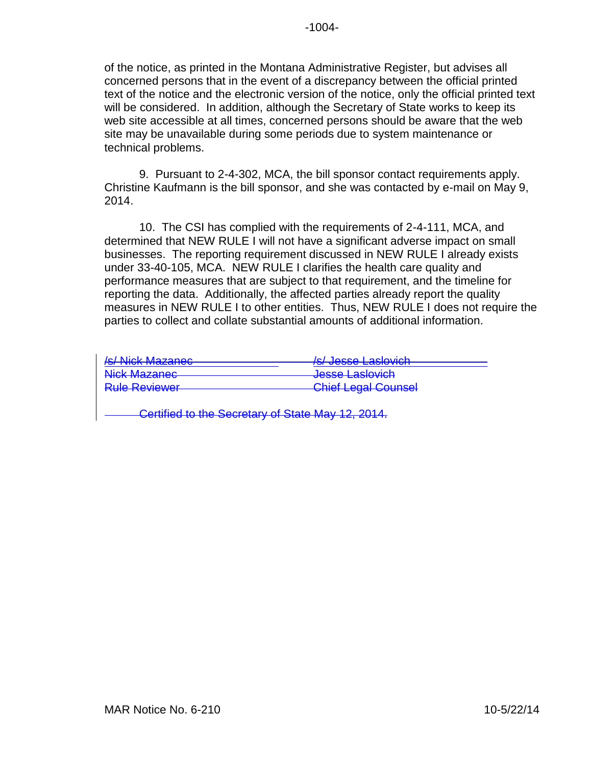of the notice, as printed in the Montana Administrative Register, but advises all concerned persons that in the event of a discrepancy between the official printed text of the notice and the electronic version of the notice, only the official printed text will be considered. In addition, although the Secretary of State works to keep its web site accessible at all times, concerned persons should be aware that the web site may be unavailable during some periods due to system maintenance or technical problems.

9. Pursuant to 2-4-302, MCA, the bill sponsor contact requirements apply. Christine Kaufmann is the bill sponsor, and she was contacted by e-mail on May 9, 2014.

10. The CSI has complied with the requirements of 2-4-111, MCA, and determined that NEW RULE I will not have a significant adverse impact on small businesses. The reporting requirement discussed in NEW RULE I already exists under 33-40-105, MCA. NEW RULE I clarifies the health care quality and performance measures that are subject to that requirement, and the timeline for reporting the data. Additionally, the affected parties already report the quality measures in NEW RULE I to other entities. Thus, NEW RULE I does not require the parties to collect and collate substantial amounts of additional information.

~~/s/ Nick Mazanec~~
~~Nick Mazanec~~
~~Rule Reviewer~~

~~/s/ Jesse Laslovich~~
~~Jesse Laslovich~~
~~Chief Legal Counsel~~

~~Certified to the Secretary of State May 12, 2014.~~